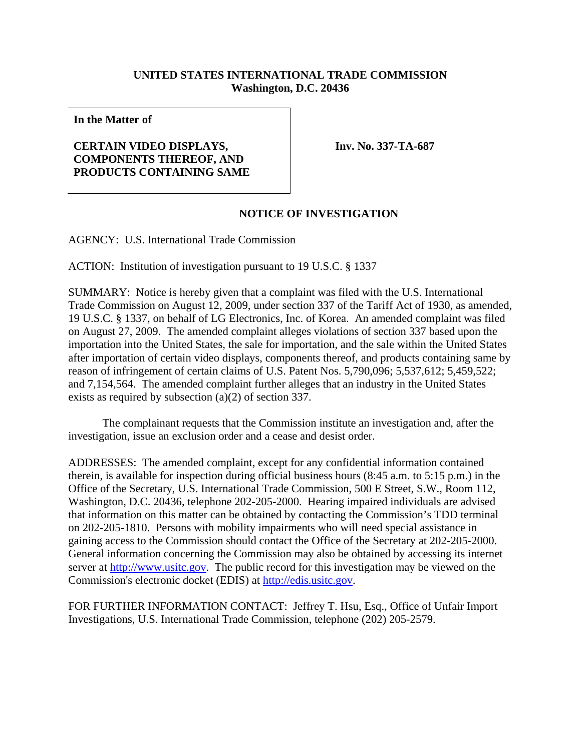**UNITED STATES INTERNATIONAL TRADE COMMISSION**
**Washington, D.C. 20436**

| **In the Matter of**<br><br>**CERTAIN VIDEO DISPLAYS, COMPONENTS THEREOF, AND PRODUCTS CONTAINING SAME** | **Inv. No. 337-TA-687** |
|---|---|

## NOTICE OF INVESTIGATION

AGENCY: U.S. International Trade Commission

ACTION: Institution of investigation pursuant to 19 U.S.C. § 1337

SUMMARY: Notice is hereby given that a complaint was filed with the U.S. International Trade Commission on August 12, 2009, under section 337 of the Tariff Act of 1930, as amended, 19 U.S.C. § 1337, on behalf of LG Electronics, Inc. of Korea. An amended complaint was filed on August 27, 2009. The amended complaint alleges violations of section 337 based upon the importation into the United States, the sale for importation, and the sale within the United States after importation of certain video displays, components thereof, and products containing same by reason of infringement of certain claims of U.S. Patent Nos. 5,790,096; 5,537,612; 5,459,522; and 7,154,564. The amended complaint further alleges that an industry in the United States exists as required by subsection (a)(2) of section 337.

The complainant requests that the Commission institute an investigation and, after the investigation, issue an exclusion order and a cease and desist order.

ADDRESSES: The amended complaint, except for any confidential information contained therein, is available for inspection during official business hours (8:45 a.m. to 5:15 p.m.) in the Office of the Secretary, U.S. International Trade Commission, 500 E Street, S.W., Room 112, Washington, D.C. 20436, telephone 202-205-2000. Hearing impaired individuals are advised that information on this matter can be obtained by contacting the Commission's TDD terminal on 202-205-1810. Persons with mobility impairments who will need special assistance in gaining access to the Commission should contact the Office of the Secretary at 202-205-2000. General information concerning the Commission may also be obtained by accessing its internet server at http://www.usitc.gov. The public record for this investigation may be viewed on the Commission's electronic docket (EDIS) at http://edis.usitc.gov.

FOR FURTHER INFORMATION CONTACT: Jeffrey T. Hsu, Esq., Office of Unfair Import Investigations, U.S. International Trade Commission, telephone (202) 205-2579.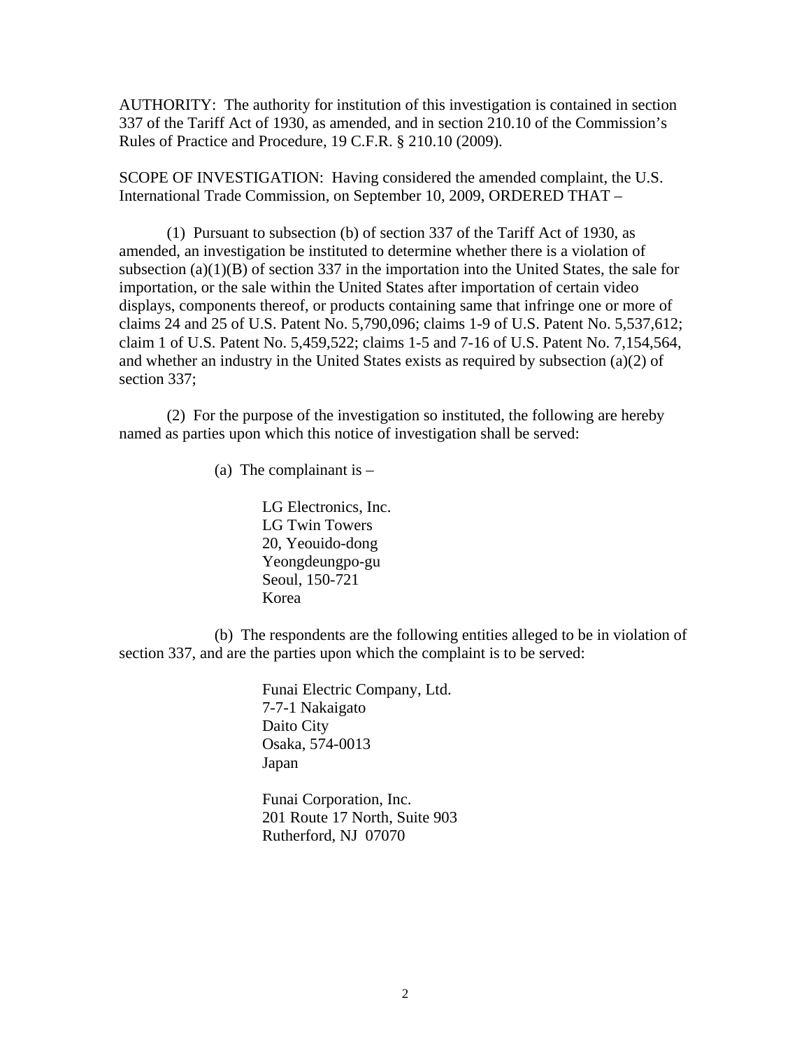AUTHORITY: The authority for institution of this investigation is contained in section 337 of the Tariff Act of 1930, as amended, and in section 210.10 of the Commission's Rules of Practice and Procedure, 19 C.F.R. § 210.10 (2009).

SCOPE OF INVESTIGATION: Having considered the amended complaint, the U.S. International Trade Commission, on September 10, 2009, ORDERED THAT –

(1) Pursuant to subsection (b) of section 337 of the Tariff Act of 1930, as amended, an investigation be instituted to determine whether there is a violation of subsection (a)(1)(B) of section 337 in the importation into the United States, the sale for importation, or the sale within the United States after importation of certain video displays, components thereof, or products containing same that infringe one or more of claims 24 and 25 of U.S. Patent No. 5,790,096; claims 1-9 of U.S. Patent No. 5,537,612; claim 1 of U.S. Patent No. 5,459,522; claims 1-5 and 7-16 of U.S. Patent No. 7,154,564, and whether an industry in the United States exists as required by subsection (a)(2) of section 337;

(2) For the purpose of the investigation so instituted, the following are hereby named as parties upon which this notice of investigation shall be served:

(a) The complainant is –

LG Electronics, Inc.
LG Twin Towers
20, Yeouido-dong
Yeongdeungpo-gu
Seoul, 150-721
Korea

(b) The respondents are the following entities alleged to be in violation of section 337, and are the parties upon which the complaint is to be served:

Funai Electric Company, Ltd.
7-7-1 Nakaigato
Daito City
Osaka, 574-0013
Japan

Funai Corporation, Inc.
201 Route 17 North, Suite 903
Rutherford, NJ 07070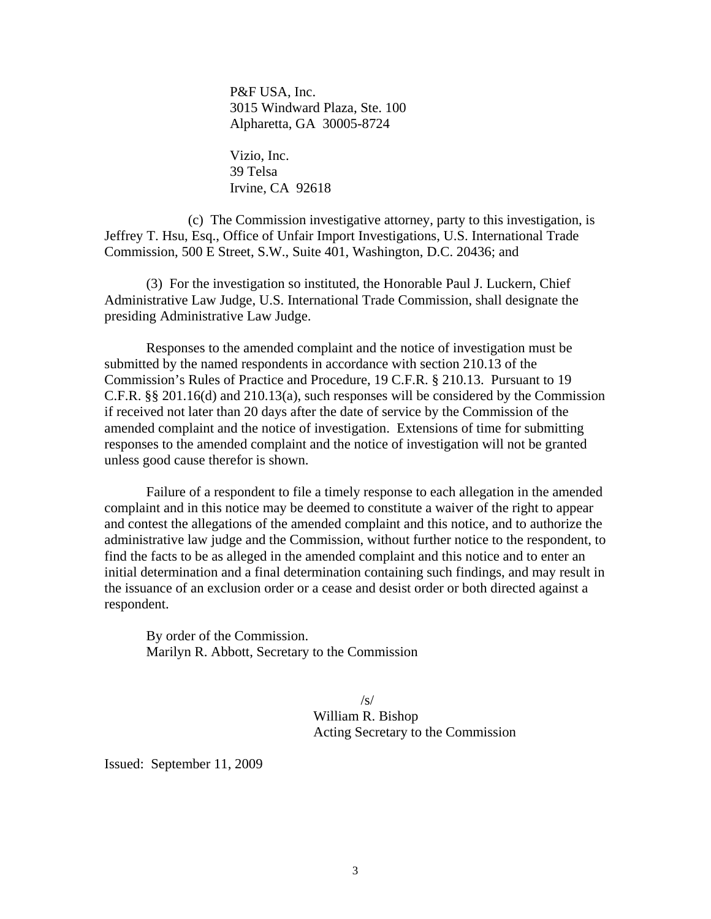P&F USA, Inc.
3015 Windward Plaza, Ste. 100
Alpharetta, GA 30005-8724

Vizio, Inc.
39 Telsa
Irvine, CA 92618

(c) The Commission investigative attorney, party to this investigation, is Jeffrey T. Hsu, Esq., Office of Unfair Import Investigations, U.S. International Trade Commission, 500 E Street, S.W., Suite 401, Washington, D.C. 20436; and

(3) For the investigation so instituted, the Honorable Paul J. Luckern, Chief Administrative Law Judge, U.S. International Trade Commission, shall designate the presiding Administrative Law Judge.

Responses to the amended complaint and the notice of investigation must be submitted by the named respondents in accordance with section 210.13 of the Commission's Rules of Practice and Procedure, 19 C.F.R. § 210.13. Pursuant to 19 C.F.R. §§ 201.16(d) and 210.13(a), such responses will be considered by the Commission if received not later than 20 days after the date of service by the Commission of the amended complaint and the notice of investigation. Extensions of time for submitting responses to the amended complaint and the notice of investigation will not be granted unless good cause therefor is shown.

Failure of a respondent to file a timely response to each allegation in the amended complaint and in this notice may be deemed to constitute a waiver of the right to appear and contest the allegations of the amended complaint and this notice, and to authorize the administrative law judge and the Commission, without further notice to the respondent, to find the facts to be as alleged in the amended complaint and this notice and to enter an initial determination and a final determination containing such findings, and may result in the issuance of an exclusion order or a cease and desist order or both directed against a respondent.

By order of the Commission.
Marilyn R. Abbott, Secretary to the Commission

/s/
William R. Bishop
Acting Secretary to the Commission

Issued: September 11, 2009